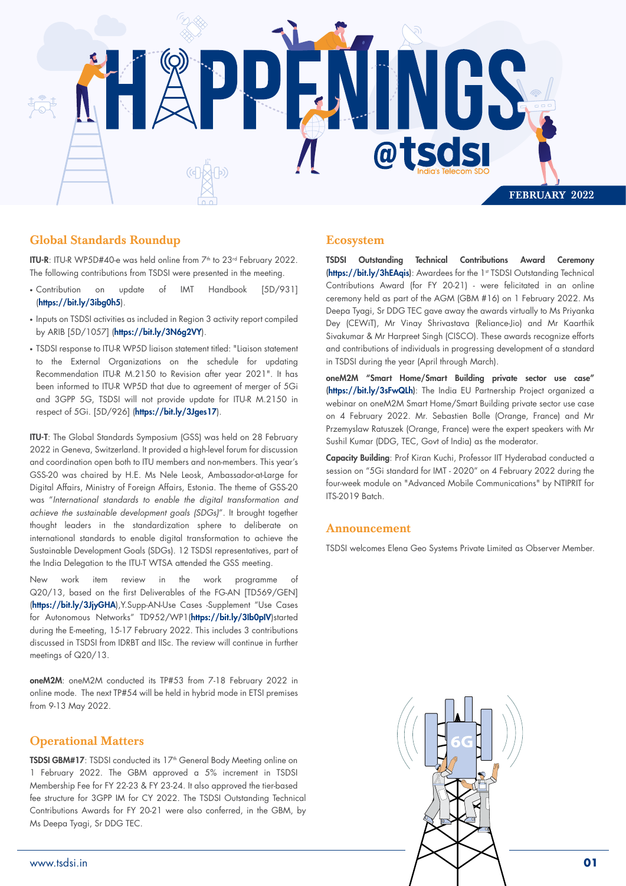# HAPPENINGS @tsdsi

India's Telecom SDO

FEBRUARY 2022

## Global Standards Roundup

**ITU-R**: ITU-R WP5D#40-e was held online from 7th to 23rd February 2022. The following contributions from TSDSI were presented in the meeting.

- Contribution on update of IMT Handbook [5D/931] (**https://bit.ly/3ibg0h5**).
- Inputs on TSDSI activities as included in Region 3 activity report compiled by ARIB [5D/1057] (**https://bit.ly/3N6g2VY**).
- TSDSI response to ITU-R WP5D liaison statement titled: "Liaison statement to the External Organizations on the schedule for updating Recommendation ITU-R M.2150 to Revision after year 2021". It has been informed to ITU-R WP5D that due to agreement of merger of 5Gi and 3GPP 5G, TSDSI will not provide update for ITU-R M.2150 in respect of 5Gi. [5D/926] (**https://bit.ly/3Jges17**).

**ITU-T**: The Global Standards Symposium (GSS) was held on 28 February 2022 in Geneva, Switzerland. It provided a high-level forum for discussion and coordination open both to ITU members and non-members. This year's GSS-20 was chaired by H.E. Ms Nele Leosk, Ambassador-at-Large for Digital Affairs, Ministry of Foreign Affairs, Estonia. The theme of GSS-20 was "*International standards to enable the digital transformation and achieve the sustainable development goals (SDGs)*". It brought together thought leaders in the standardization sphere to deliberate on international standards to enable digital transformation to achieve the Sustainable Development Goals (SDGs). 12 TSDSI representatives, part of the India Delegation to the ITU-T WTSA attended the GSS meeting.

New work item review in the work programme of Q20/13, based on the first Deliverables of the FG-AN [TD569/GEN] (**https://bit.ly/3JjyGHA**),Y.Supp-AN-Use Cases -Supplement "Use Cases for Autonomous Networks" TD952/WP1(**https://bit.ly/3Ib0pIV**)started during the E-meeting, 15-17 February 2022. This includes 3 contributions discussed in TSDSI from IDRBT and IISc. The review will continue in further meetings of Q20/13.

**oneM2M**: oneM2M conducted its TP#53 from 7-18 February 2022 in online mode. The next TP#54 will be held in hybrid mode in ETSI premises from 9-13 May 2022.

## Operational Matters

**TSDSI GBM#17**: TSDSI conducted its 17th General Body Meeting online on 1 February 2022. The GBM approved a 5% increment in TSDSI Membership Fee for FY 22-23 & FY 23-24. It also approved the tier-based fee structure for 3GPP IM for CY 2022. The TSDSI Outstanding Technical Contributions Awards for FY 20-21 were also conferred, in the GBM, by Ms Deepa Tyagi, Sr DDG TEC.

## Ecosystem

**TSDSI Outstanding Technical Contributions Award Ceremony** (**https://bit.ly/3hEAqis**): Awardees for the 1st TSDSI Outstanding Technical Contributions Award (for FY 20-21) - were felicitated in an online ceremony held as part of the AGM (GBM #16) on 1 February 2022. Ms Deepa Tyagi, Sr DDG TEC gave away the awards virtually to Ms Priyanka Dey (CEWiT), Mr Vinay Shrivastava (Reliance-Jio) and Mr Kaarthik Sivakumar & Mr Harpreet Singh (CISCO). These awards recognize efforts and contributions of individuals in progressing development of a standard in TSDSI during the year (April through March).

**oneM2M "Smart Home/Smart Building private sector use case"** (**https://bit.ly/3sFwQLh**): The India EU Partnership Project organized a webinar on oneM2M Smart Home/Smart Building private sector use case on 4 February 2022. Mr. Sebastien Bolle (Orange, France) and Mr Przemyslaw Ratuszek (Orange, France) were the expert speakers with Mr Sushil Kumar (DDG, TEC, Govt of India) as the moderator.

**Capacity Building**: Prof Kiran Kuchi, Professor IIT Hyderabad conducted a session on "5Gi standard for IMT - 2020" on 4 February 2022 during the four-week module on "Advanced Mobile Communications" by NTIPRIT for ITS-2019 Batch.

## Announcement

TSDSI welcomes Elena Geo Systems Private Limited as Observer Member.

www.tsdsi.in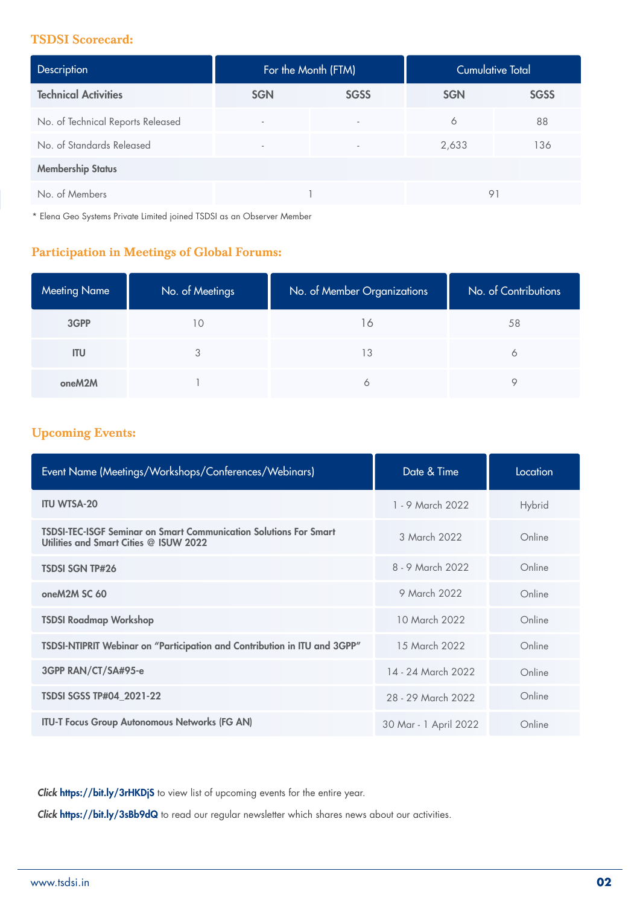## TSDSI Scorecard:

| Description | For the Month (FTM) | | Cumulative Total | |
|---|---|---|---|---|
| **Technical Activities** | **SGN** | **SGSS** | **SGN** | **SGSS** |
| No. of Technical Reports Released | - | - | 6 | 88 |
| No. of Standards Released | - | - | 2,633 | 136 |
| **Membership Status** | | | | |
| No. of Members | 1 | | 91 | |

\* Elena Geo Systems Private Limited joined TSDSI as an Observer Member

## Participation in Meetings of Global Forums:

| Meeting Name | No. of Meetings | No. of Member Organizations | No. of Contributions |
|---|---|---|---|
| **3GPP** | 10 | 16 | 58 |
| **ITU** | 3 | 13 | 6 |
| **oneM2M** | 1 | 6 | 9 |

## Upcoming Events:

| Event Name (Meetings/Workshops/Conferences/Webinars) | Date & Time | Location |
|---|---|---|
| **ITU WTSA-20** | 1 - 9 March 2022 | Hybrid |
| **TSDSI-TEC-ISGF Seminar on Smart Communication Solutions For Smart Utilities and Smart Cities @ ISUW 2022** | 3 March 2022 | Online |
| **TSDSI SGN TP#26** | 8 - 9 March 2022 | Online |
| **oneM2M SC 60** | 9 March 2022 | Online |
| **TSDSI Roadmap Workshop** | 10 March 2022 | Online |
| **TSDSI-NTIPRIT Webinar on "Participation and Contribution in ITU and 3GPP"** | 15 March 2022 | Online |
| **3GPP RAN/CT/SA#95-e** | 14 - 24 March 2022 | Online |
| **TSDSI SGSS TP#04_2021-22** | 28 - 29 March 2022 | Online |
| **ITU-T Focus Group Autonomous Networks (FG AN)** | 30 Mar - 1 April 2022 | Online |

*Click* **https://bit.ly/3rHKDjS** to view list of upcoming events for the entire year.

*Click* **https://bit.ly/3sBb9dQ** to read our regular newsletter which shares news about our activities.

www.tsdsi.in